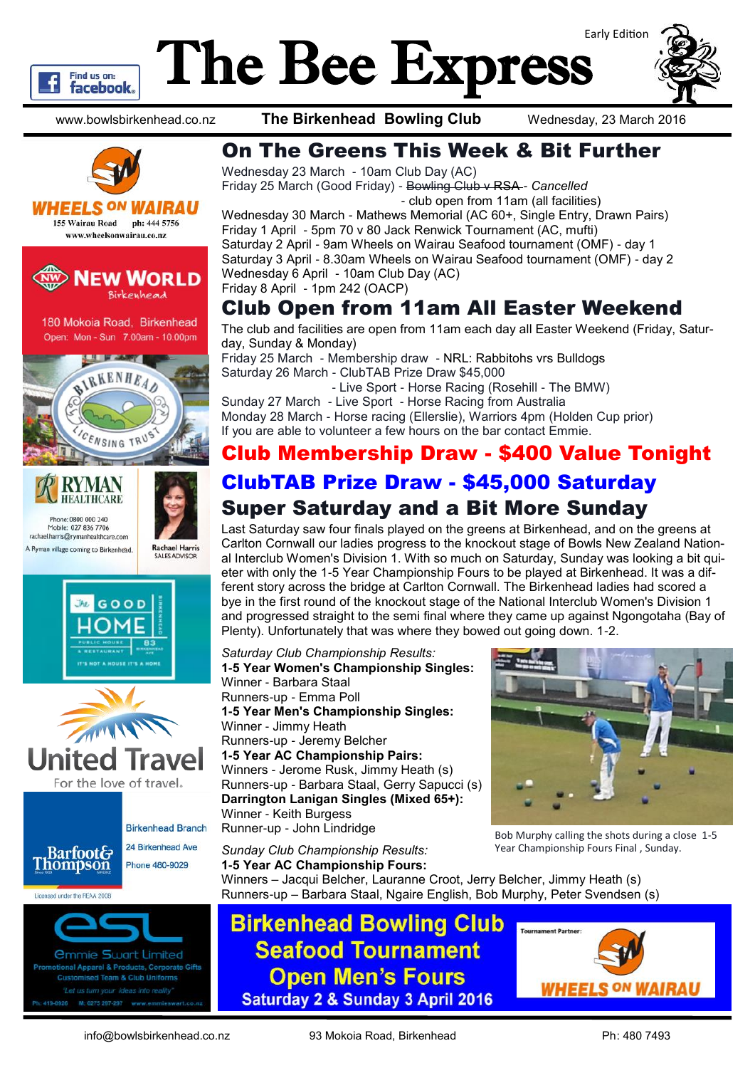# The Bee Express

Early Edition

www.bowlsbirkenhead.co.nz — **The Birkenhead Bowling Club** — Wednesday, 23 March 2016

## On The Greens This Week & Bit Further

Wednesday 23 March - 10am Club Day (AC)
Friday 25 March (Good Friday) - ~~Bowling Club v RSA~~ - *Cancelled*
- club open from 11am (all facilities)
Wednesday 30 March - Mathews Memorial (AC 60+, Single Entry, Drawn Pairs)
Friday 1 April - 5pm 70 v 80 Jack Renwick Tournament (AC, mufti)
Saturday 2 April - 9am Wheels on Wairau Seafood tournament (OMF) - day 1
Saturday 3 April - 8.30am Wheels on Wairau Seafood tournament (OMF) - day 2
Wednesday 6 April - 10am Club Day (AC)
Friday 8 April - 1pm 242 (OACP)

## Club Open from 11am All Easter Weekend

The club and facilities are open from 11am each day all Easter Weekend (Friday, Saturday, Sunday & Monday)
Friday 25 March - Membership draw - NRL: Rabbitohs vrs Bulldogs
Saturday 26 March - ClubTAB Prize Draw $45,000
- Live Sport - Horse Racing (Rosehill - The BMW)
Sunday 27 March - Live Sport - Horse Racing from Australia
Monday 28 March - Horse racing (Ellerslie), Warriors 4pm (Holden Cup prior)
If you are able to volunteer a few hours on the bar contact Emmie.

## Club Membership Draw - $400 Value Tonight

## ClubTAB Prize Draw - $45,000 Saturday

## Super Saturday and a Bit More Sunday

Last Saturday saw four finals played on the greens at Birkenhead, and on the greens at Carlton Cornwall our ladies progress to the knockout stage of Bowls New Zealand National Interclub Women's Division 1. With so much on Saturday, Sunday was looking a bit quieter with only the 1-5 Year Championship Fours to be played at Birkenhead. It was a different story across the bridge at Carlton Cornwall. The Birkenhead ladies had scored a bye in the first round of the knockout stage of the National Interclub Women's Division 1 and progressed straight to the semi final where they came up against Ngongotaha (Bay of Plenty). Unfortunately that was where they bowed out going down. 1-2.

*Saturday Club Championship Results:*

**1-5 Year Women's Championship Singles:**
Winner - Barbara Staal
Runners-up - Emma Poll

**1-5 Year Men's Championship Singles:**
Winner - Jimmy Heath
Runners-up - Jeremy Belcher

**1-5 Year AC Championship Pairs:**
Winners - Jerome Rusk, Jimmy Heath (s)
Runners-up - Barbara Staal, Gerry Sapucci (s)

**Darrington Lanigan Singles (Mixed 65+):**
Winner - Keith Burgess
Runner-up - John Lindridge

Bob Murphy calling the shots during a close 1-5 Year Championship Fours Final , Sunday.

*Sunday Club Championship Results:*

**1-5 Year AC Championship Fours:**
Winners – Jacqui Belcher, Lauranne Croot, Jerry Belcher, Jimmy Heath (s)
Runners-up – Barbara Staal, Ngaire English, Bob Murphy, Peter Svendsen (s)

**Birkenhead Bowling Club Seafood Tournament Open Men's Fours**
**Saturday 2 & Sunday 3 April 2016**
Tournament Partner: WHEELS ON WAIRAU

---

WHEELS ON WAIRAU — 155 Wairau Road ph: 444 5756 — www.wheelsonwairau.co.nz

NEW WORLD Birkenhead — 180 Mokoia Road, Birkenhead — Open: Mon - Sun 7.00am - 10.00pm

BIRKENHEAD LICENSING TRUST

RYMAN HEALTHCARE — Phone: 0800 000 240 — Mobile: 027 836 7706 — rachael.harris@rymanhealthcare.com — A Ryman village coming to Birkenhead. — Rachael Harris, SALES ADVISOR

The GOOD HOME — PUBLIC HOUSE & RESTAURANT — 83 BIRKENHEAD AVE — IT'S NOT A HOUSE IT'S A HOME

United Travel — For the love of travel.

Barfoot & Thompson — Birkenhead Branch — 24 Birkenhead Ave — Phone 480-9029 — Licensed under the REAA 2008

esl — Emmie Swart Limited — Promotional Apparel & Products, Corporate Gifts — Customised Team & Club Uniforms — "Let us turn your ideas into reality"

info@bowlsbirkenhead.co.nz — 93 Mokoia Road, Birkenhead — Ph: 480 7493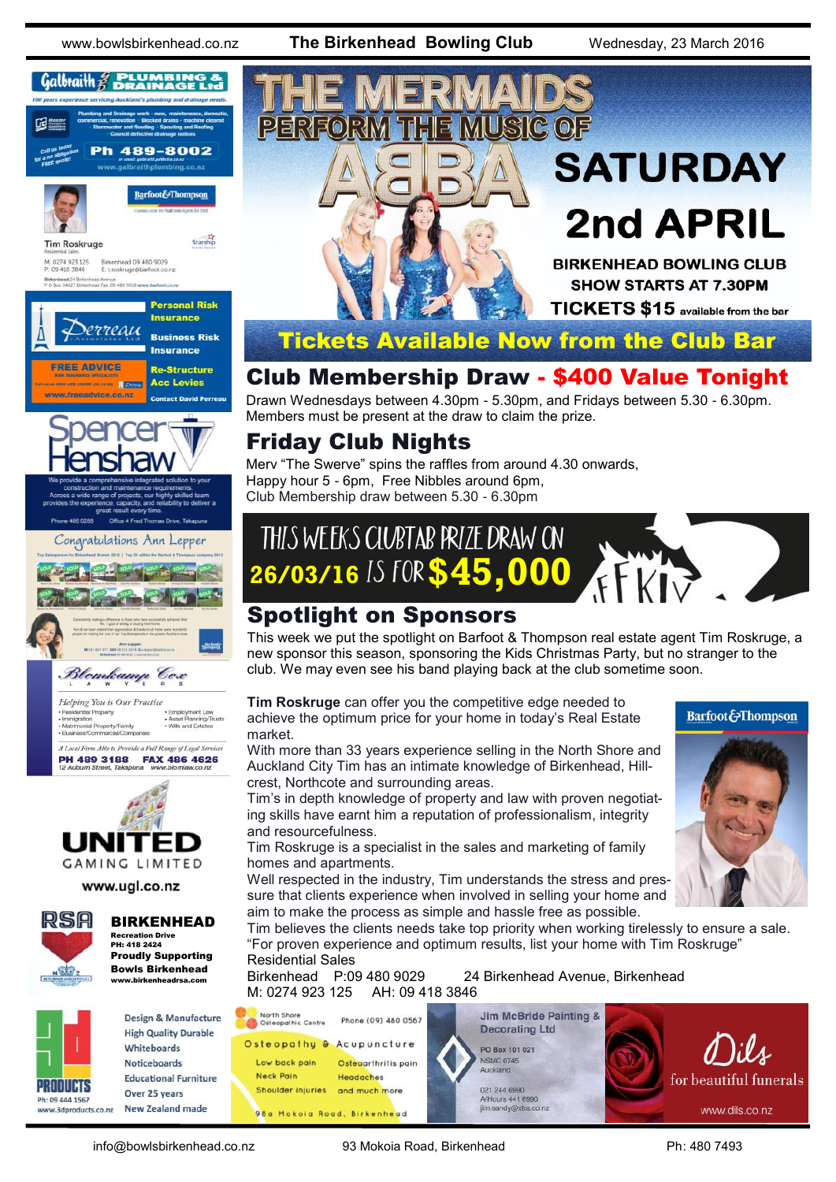# THE MERMAIDS PERFORM THE MUSIC OF ABBA

**SATURDAY 2nd APRIL**

**BIRKENHEAD BOWLING CLUB**
**SHOW STARTS AT 7.30PM**
**TICKETS $15** available from the bar

**Tickets Available Now from the Club Bar**

## Club Membership Draw - $400 Value Tonight

Drawn Wednesdays between 4.30pm - 5.30pm, and Fridays between 5.30 - 6.30pm. Members must be present at the draw to claim the prize.

## Friday Club Nights

Merv "The Swerve" spins the raffles from around 4.30 onwards,
Happy hour 5 - 6pm, Free Nibbles around 6pm,
Club Membership draw between 5.30 - 6.30pm

## THIS WEEKS CLUBTAB PRIZE DRAW ON 26/03/16 IS FOR $45,000

## Spotlight on Sponsors

This week we put the spotlight on Barfoot & Thompson real estate agent Tim Roskruge, a new sponsor this season, sponsoring the Kids Christmas Party, but no stranger to the club. We may even see his band playing back at the club sometime soon.

**Tim Roskruge** can offer you the competitive edge needed to achieve the optimum price for your home in today's Real Estate market.

With more than 33 years experience selling in the North Shore and Auckland City Tim has an intimate knowledge of Birkenhead, Hillcrest, Northcote and surrounding areas.

Tim's in depth knowledge of property and law with proven negotiating skills have earnt him a reputation of professionalism, integrity and resourcefulness.

Tim Roskruge is a specialist in the sales and marketing of family homes and apartments.

Well respected in the industry, Tim understands the stress and pressure that clients experience when involved in selling your home and aim to make the process as simple and hassle free as possible.

Tim believes the clients needs take top priority when working tirelessly to ensure a sale.

"For proven experience and optimum results, list your home with Tim Roskruge"

Residential Sales
Birkenhead P:09 480 9029 24 Birkenhead Avenue, Birkenhead
M: 0274 923 125 AH: 09 418 3846

---

**Galbraith Plumbing & Drainage Ltd**
100 years experience servicing Auckland's plumbing and drainage needs.
Plumbing and Drainage work - new, maintenance, domestic, commercial, renovation · Blocked drains - machine cleared · Stormwater and flooding · Spouting and Roofing · Council defective drainage notices
Call us today for a no obligation Free quote!
Ph 489-8002
or email: galbraith.pl@xtra.co.nz
www.galbraithplumbing.co.nz

**Barfoot & Thompson**
Tim Roskruge
Residential Sales
M: 0274 923 125 Birkenhead 09 480 9029
P: 09 418 3846 E: t.roskruge@barfoot.co.nz
Birkenhead 24 Birkenhead Avenue
P O Box 34627 Birkenhead Fax 09 480 9030 www.barfoot.co.nz

**Perreau Associates Ltd**
Personal Risk Insurance
Business Risk Insurance
Re-Structure Acc Levies
FREE ADVICE
www.freeadvice.co.nz
Contact David Perreau

**Spencer Henshaw**
We provide a comprehensive integrated solution to your construction and maintenance requirements. Across a wide range of projects, our highly skilled team provides the experience, capacity, and reliability to deliver a great result every time.
Phone 480 0288 Office 4 Fred Thomas Drive, Takapuna

**Congratulations Ann Lepper**

**Blomkamp Cox Lawyers**
Helping You is Our Practice
- Residential Property
- Immigration
- Matrimonial Property/Family
- Business/Commercial/Companies
- Employment Law
- Asset Planning/Trusts
- Wills and Estates

A Local Firm Able to Provide a Full Range of Legal Services
PH 489 3188 FAX 486 4626
12 Auburn Street, Takapuna www.blomlaw.co.nz

**UNITED GAMING LIMITED**
www.ugl.co.nz

**RSA BIRKENHEAD**
Recreation Drive
PH: 418 2424
Proudly Supporting Bowls Birkenhead
www.birkenheadrsa.com

**3D PRODUCTS**
Ph: 09 444 1567
www.3dproducts.co.nz
Design & Manufacture
High Quality Durable
Whiteboards
Noticeboards
Educational Furniture
Over 25 years
New Zealand made

**North Shore Osteopathic Centre**
Phone (09) 480 0567
Osteopathy & Acupuncture
Low back pain · Osteoarthritis pain
Neck Pain · Headaches
Shoulder injuries · and much more
98a Mokoia Road, Birkenhead

**Jim McBride Painting & Decorating Ltd**
PO Box 101 021
NSMC 0745
Auckland
021 244 6990
A/Hours 441 6990
jim.sandy@xtra.co.nz

**Dils** for beautiful funerals
www.dils.co.nz